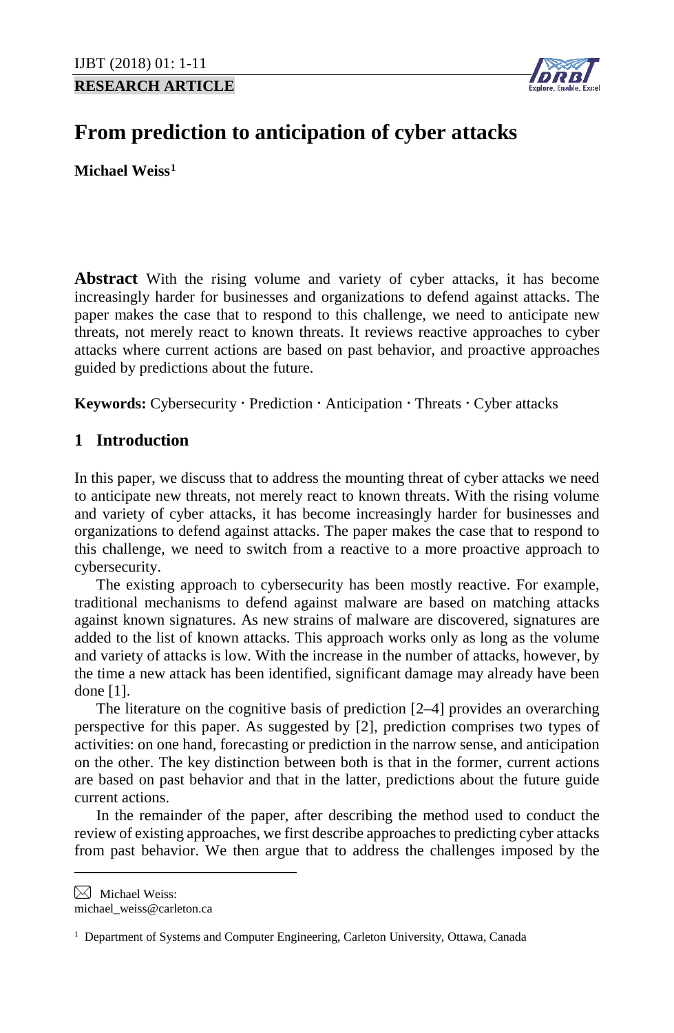**RESEARCH ARTICLE**

# From prediction to anticipation of cyber attacks

**Michael Weiss**[1]

**Abstract** With the rising volume and variety of cyber attacks, it has become increasingly harder for businesses and organizations to defend against attacks. The paper makes the case that to respond to this challenge, we need to anticipate new threats, not merely react to known threats. It reviews reactive approaches to cyber attacks where current actions are based on past behavior, and proactive approaches guided by predictions about the future.

**Keywords:** Cybersecurity · Prediction · Anticipation · Threats · Cyber attacks

## 1 Introduction

In this paper, we discuss that to address the mounting threat of cyber attacks we need to anticipate new threats, not merely react to known threats. With the rising volume and variety of cyber attacks, it has become increasingly harder for businesses and organizations to defend against attacks. The paper makes the case that to respond to this challenge, we need to switch from a reactive to a more proactive approach to cybersecurity.

The existing approach to cybersecurity has been mostly reactive. For example, traditional mechanisms to defend against malware are based on matching attacks against known signatures. As new strains of malware are discovered, signatures are added to the list of known attacks. This approach works only as long as the volume and variety of attacks is low. With the increase in the number of attacks, however, by the time a new attack has been identified, significant damage may already have been done [1].

The literature on the cognitive basis of prediction [2–4] provides an overarching perspective for this paper. As suggested by [2], prediction comprises two types of activities: on one hand, forecasting or prediction in the narrow sense, and anticipation on the other. The key distinction between both is that in the former, current actions are based on past behavior and that in the latter, predictions about the future guide current actions.

In the remainder of the paper, after describing the method used to conduct the review of existing approaches, we first describe approaches to predicting cyber attacks from past behavior. We then argue that to address the challenges imposed by the

---

✉ Michael Weiss:
michael_weiss@carleton.ca

[1] Department of Systems and Computer Engineering, Carleton University, Ottawa, Canada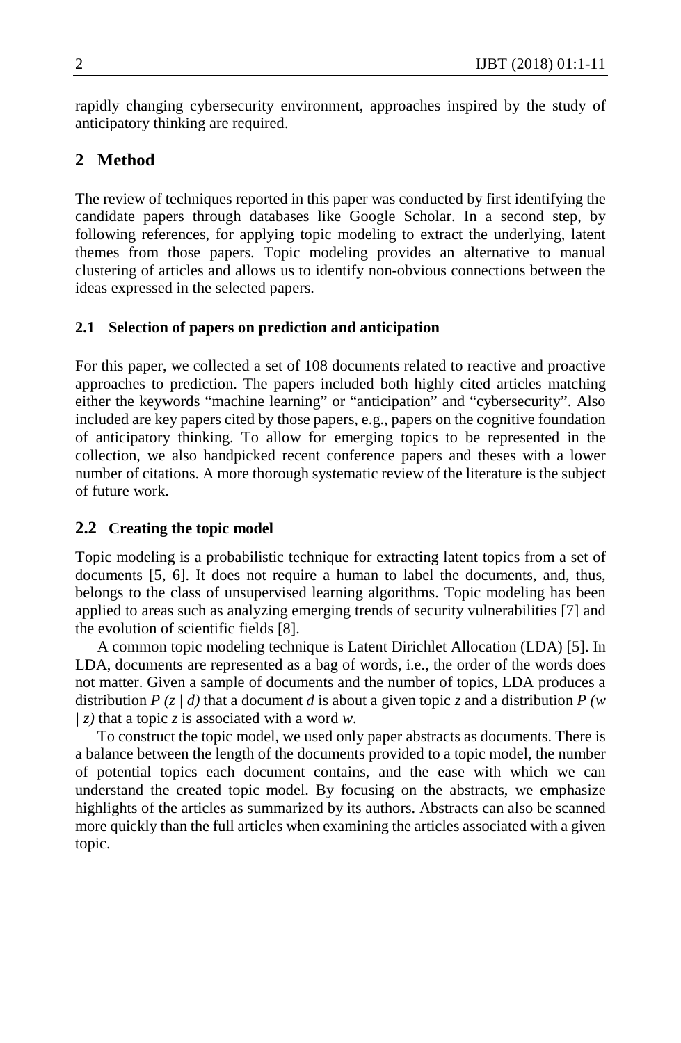rapidly changing cybersecurity environment, approaches inspired by the study of anticipatory thinking are required.

## 2 Method

The review of techniques reported in this paper was conducted by first identifying the candidate papers through databases like Google Scholar. In a second step, by following references, for applying topic modeling to extract the underlying, latent themes from those papers. Topic modeling provides an alternative to manual clustering of articles and allows us to identify non-obvious connections between the ideas expressed in the selected papers.

### 2.1 Selection of papers on prediction and anticipation

For this paper, we collected a set of 108 documents related to reactive and proactive approaches to prediction. The papers included both highly cited articles matching either the keywords "machine learning" or "anticipation" and "cybersecurity". Also included are key papers cited by those papers, e.g., papers on the cognitive foundation of anticipatory thinking. To allow for emerging topics to be represented in the collection, we also handpicked recent conference papers and theses with a lower number of citations. A more thorough systematic review of the literature is the subject of future work.

### 2.2 Creating the topic model

Topic modeling is a probabilistic technique for extracting latent topics from a set of documents [5, 6]. It does not require a human to label the documents, and, thus, belongs to the class of unsupervised learning algorithms. Topic modeling has been applied to areas such as analyzing emerging trends of security vulnerabilities [7] and the evolution of scientific fields [8].

A common topic modeling technique is Latent Dirichlet Allocation (LDA) [5]. In LDA, documents are represented as a bag of words, i.e., the order of the words does not matter. Given a sample of documents and the number of topics, LDA produces a distribution $P(z \mid d)$ that a document $d$ is about a given topic $z$ and a distribution $P(w \mid z)$ that a topic $z$ is associated with a word $w$.

To construct the topic model, we used only paper abstracts as documents. There is a balance between the length of the documents provided to a topic model, the number of potential topics each document contains, and the ease with which we can understand the created topic model. By focusing on the abstracts, we emphasize highlights of the articles as summarized by its authors. Abstracts can also be scanned more quickly than the full articles when examining the articles associated with a given topic.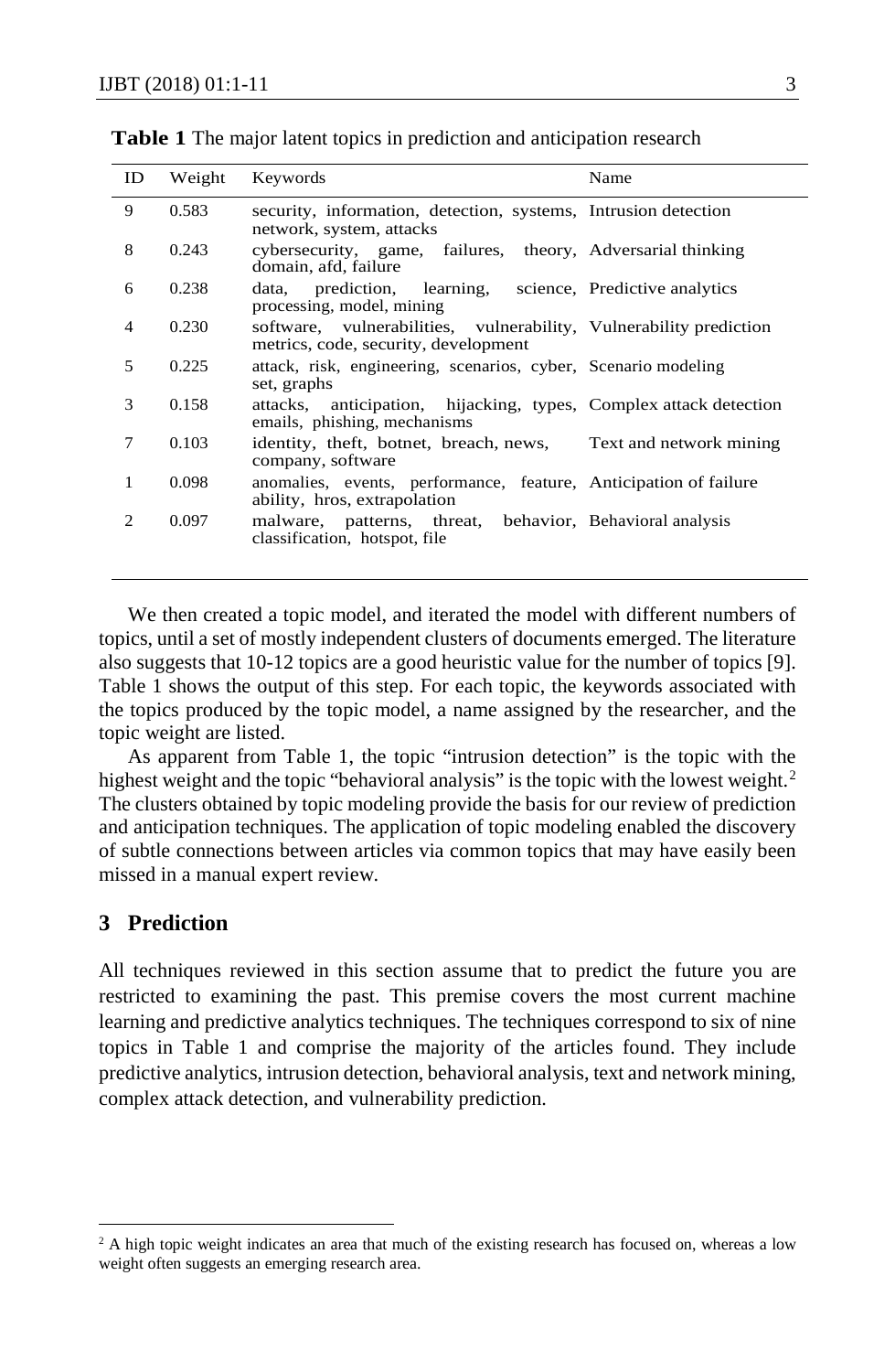**Table 1** The major latent topics in prediction and anticipation research

| ID | Weight | Keywords | Name |
|---|---|---|---|
| 9 | 0.583 | security, information, detection, systems, network, system, attacks | Intrusion detection |
| 8 | 0.243 | cybersecurity, game, failures, theory, domain, afd, failure | Adversarial thinking |
| 6 | 0.238 | data, prediction, learning, science, processing, model, mining | Predictive analytics |
| 4 | 0.230 | software, vulnerabilities, vulnerability, metrics, code, security, development | Vulnerability prediction |
| 5 | 0.225 | attack, risk, engineering, scenarios, cyber, set, graphs | Scenario modeling |
| 3 | 0.158 | attacks, anticipation, hijacking, types, emails, phishing, mechanisms | Complex attack detection |
| 7 | 0.103 | identity, theft, botnet, breach, news, company, software | Text and network mining |
| 1 | 0.098 | anomalies, events, performance, feature, ability, hros, extrapolation | Anticipation of failure |
| 2 | 0.097 | malware, patterns, threat, behavior, classification, hotspot, file | Behavioral analysis |

We then created a topic model, and iterated the model with different numbers of topics, until a set of mostly independent clusters of documents emerged. The literature also suggests that 10-12 topics are a good heuristic value for the number of topics [9]. Table 1 shows the output of this step. For each topic, the keywords associated with the topics produced by the topic model, a name assigned by the researcher, and the topic weight are listed.

As apparent from Table 1, the topic "intrusion detection" is the topic with the highest weight and the topic "behavioral analysis" is the topic with the lowest weight.[2] The clusters obtained by topic modeling provide the basis for our review of prediction and anticipation techniques. The application of topic modeling enabled the discovery of subtle connections between articles via common topics that may have easily been missed in a manual expert review.

## 3 Prediction

All techniques reviewed in this section assume that to predict the future you are restricted to examining the past. This premise covers the most current machine learning and predictive analytics techniques. The techniques correspond to six of nine topics in Table 1 and comprise the majority of the articles found. They include predictive analytics, intrusion detection, behavioral analysis, text and network mining, complex attack detection, and vulnerability prediction.

[2] A high topic weight indicates an area that much of the existing research has focused on, whereas a low weight often suggests an emerging research area.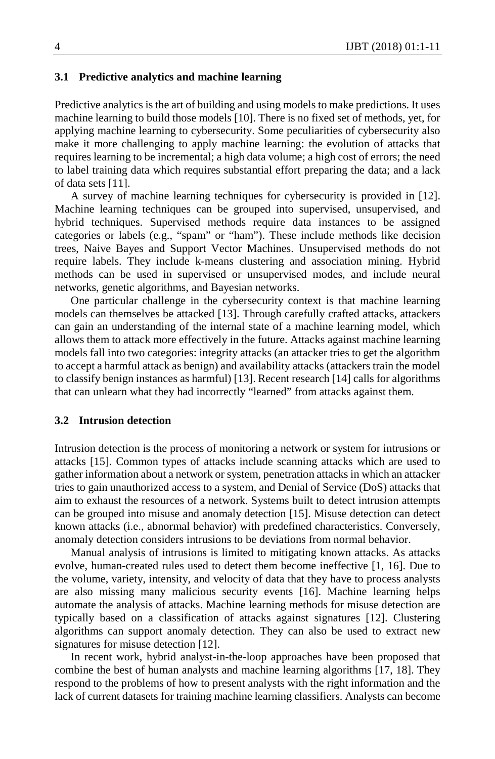### 3.1 Predictive analytics and machine learning

Predictive analytics is the art of building and using models to make predictions. It uses machine learning to build those models [10]. There is no fixed set of methods, yet, for applying machine learning to cybersecurity. Some peculiarities of cybersecurity also make it more challenging to apply machine learning: the evolution of attacks that requires learning to be incremental; a high data volume; a high cost of errors; the need to label training data which requires substantial effort preparing the data; and a lack of data sets [11].

A survey of machine learning techniques for cybersecurity is provided in [12]. Machine learning techniques can be grouped into supervised, unsupervised, and hybrid techniques. Supervised methods require data instances to be assigned categories or labels (e.g., "spam" or "ham"). These include methods like decision trees, Naive Bayes and Support Vector Machines. Unsupervised methods do not require labels. They include k-means clustering and association mining. Hybrid methods can be used in supervised or unsupervised modes, and include neural networks, genetic algorithms, and Bayesian networks.

One particular challenge in the cybersecurity context is that machine learning models can themselves be attacked [13]. Through carefully crafted attacks, attackers can gain an understanding of the internal state of a machine learning model, which allows them to attack more effectively in the future. Attacks against machine learning models fall into two categories: integrity attacks (an attacker tries to get the algorithm to accept a harmful attack as benign) and availability attacks (attackers train the model to classify benign instances as harmful) [13]. Recent research [14] calls for algorithms that can unlearn what they had incorrectly "learned" from attacks against them.

### 3.2 Intrusion detection

Intrusion detection is the process of monitoring a network or system for intrusions or attacks [15]. Common types of attacks include scanning attacks which are used to gather information about a network or system, penetration attacks in which an attacker tries to gain unauthorized access to a system, and Denial of Service (DoS) attacks that aim to exhaust the resources of a network. Systems built to detect intrusion attempts can be grouped into misuse and anomaly detection [15]. Misuse detection can detect known attacks (i.e., abnormal behavior) with predefined characteristics. Conversely, anomaly detection considers intrusions to be deviations from normal behavior.

Manual analysis of intrusions is limited to mitigating known attacks. As attacks evolve, human-created rules used to detect them become ineffective [1, 16]. Due to the volume, variety, intensity, and velocity of data that they have to process analysts are also missing many malicious security events [16]. Machine learning helps automate the analysis of attacks. Machine learning methods for misuse detection are typically based on a classification of attacks against signatures [12]. Clustering algorithms can support anomaly detection. They can also be used to extract new signatures for misuse detection [12].

In recent work, hybrid analyst-in-the-loop approaches have been proposed that combine the best of human analysts and machine learning algorithms [17, 18]. They respond to the problems of how to present analysts with the right information and the lack of current datasets for training machine learning classifiers. Analysts can become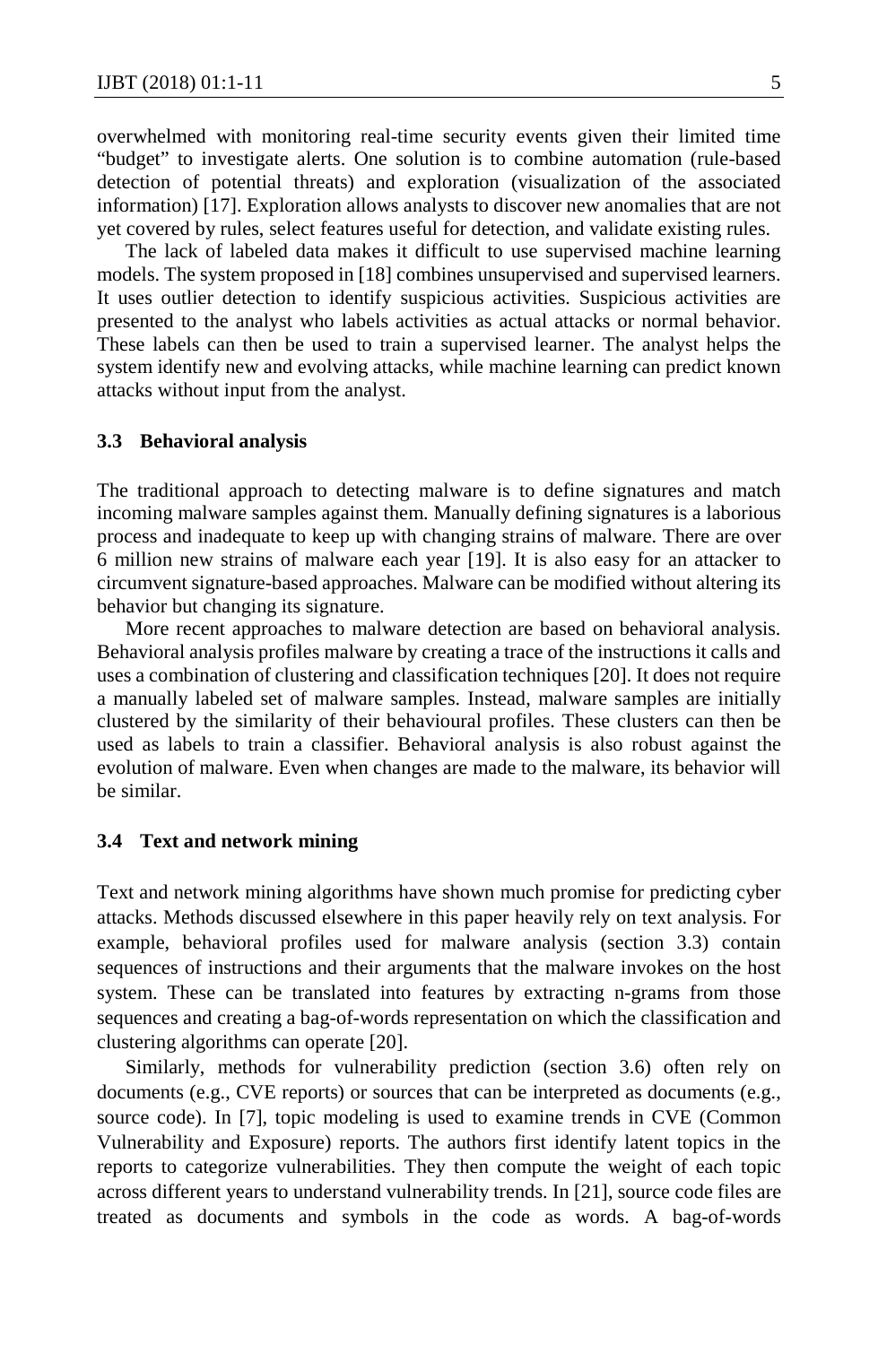overwhelmed with monitoring real-time security events given their limited time "budget" to investigate alerts. One solution is to combine automation (rule-based detection of potential threats) and exploration (visualization of the associated information) [17]. Exploration allows analysts to discover new anomalies that are not yet covered by rules, select features useful for detection, and validate existing rules.

The lack of labeled data makes it difficult to use supervised machine learning models. The system proposed in [18] combines unsupervised and supervised learners. It uses outlier detection to identify suspicious activities. Suspicious activities are presented to the analyst who labels activities as actual attacks or normal behavior. These labels can then be used to train a supervised learner. The analyst helps the system identify new and evolving attacks, while machine learning can predict known attacks without input from the analyst.

### 3.3 Behavioral analysis

The traditional approach to detecting malware is to define signatures and match incoming malware samples against them. Manually defining signatures is a laborious process and inadequate to keep up with changing strains of malware. There are over 6 million new strains of malware each year [19]. It is also easy for an attacker to circumvent signature-based approaches. Malware can be modified without altering its behavior but changing its signature.

More recent approaches to malware detection are based on behavioral analysis. Behavioral analysis profiles malware by creating a trace of the instructions it calls and uses a combination of clustering and classification techniques [20]. It does not require a manually labeled set of malware samples. Instead, malware samples are initially clustered by the similarity of their behavioural profiles. These clusters can then be used as labels to train a classifier. Behavioral analysis is also robust against the evolution of malware. Even when changes are made to the malware, its behavior will be similar.

### 3.4 Text and network mining

Text and network mining algorithms have shown much promise for predicting cyber attacks. Methods discussed elsewhere in this paper heavily rely on text analysis. For example, behavioral profiles used for malware analysis (section 3.3) contain sequences of instructions and their arguments that the malware invokes on the host system. These can be translated into features by extracting n-grams from those sequences and creating a bag-of-words representation on which the classification and clustering algorithms can operate [20].

Similarly, methods for vulnerability prediction (section 3.6) often rely on documents (e.g., CVE reports) or sources that can be interpreted as documents (e.g., source code). In [7], topic modeling is used to examine trends in CVE (Common Vulnerability and Exposure) reports. The authors first identify latent topics in the reports to categorize vulnerabilities. They then compute the weight of each topic across different years to understand vulnerability trends. In [21], source code files are treated as documents and symbols in the code as words. A bag-of-words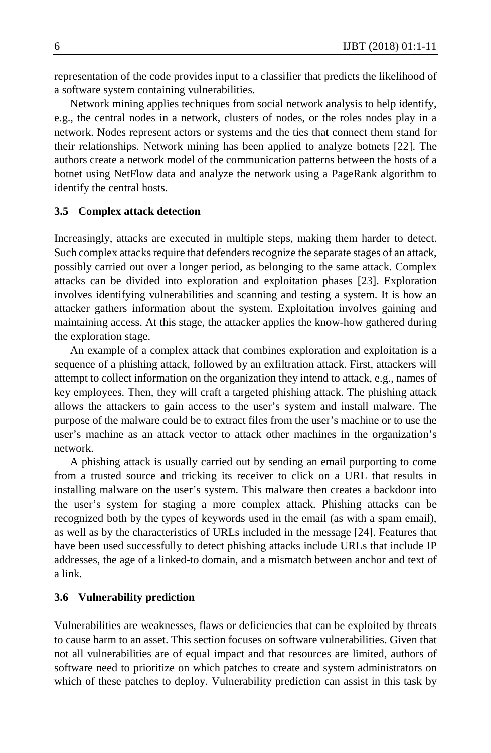representation of the code provides input to a classifier that predicts the likelihood of a software system containing vulnerabilities.

Network mining applies techniques from social network analysis to help identify, e.g., the central nodes in a network, clusters of nodes, or the roles nodes play in a network. Nodes represent actors or systems and the ties that connect them stand for their relationships. Network mining has been applied to analyze botnets [22]. The authors create a network model of the communication patterns between the hosts of a botnet using NetFlow data and analyze the network using a PageRank algorithm to identify the central hosts.

### 3.5 Complex attack detection

Increasingly, attacks are executed in multiple steps, making them harder to detect. Such complex attacks require that defenders recognize the separate stages of an attack, possibly carried out over a longer period, as belonging to the same attack. Complex attacks can be divided into exploration and exploitation phases [23]. Exploration involves identifying vulnerabilities and scanning and testing a system. It is how an attacker gathers information about the system. Exploitation involves gaining and maintaining access. At this stage, the attacker applies the know-how gathered during the exploration stage.

An example of a complex attack that combines exploration and exploitation is a sequence of a phishing attack, followed by an exfiltration attack. First, attackers will attempt to collect information on the organization they intend to attack, e.g., names of key employees. Then, they will craft a targeted phishing attack. The phishing attack allows the attackers to gain access to the user's system and install malware. The purpose of the malware could be to extract files from the user's machine or to use the user's machine as an attack vector to attack other machines in the organization's network.

A phishing attack is usually carried out by sending an email purporting to come from a trusted source and tricking its receiver to click on a URL that results in installing malware on the user's system. This malware then creates a backdoor into the user's system for staging a more complex attack. Phishing attacks can be recognized both by the types of keywords used in the email (as with a spam email), as well as by the characteristics of URLs included in the message [24]. Features that have been used successfully to detect phishing attacks include URLs that include IP addresses, the age of a linked-to domain, and a mismatch between anchor and text of a link.

### 3.6 Vulnerability prediction

Vulnerabilities are weaknesses, flaws or deficiencies that can be exploited by threats to cause harm to an asset. This section focuses on software vulnerabilities. Given that not all vulnerabilities are of equal impact and that resources are limited, authors of software need to prioritize on which patches to create and system administrators on which of these patches to deploy. Vulnerability prediction can assist in this task by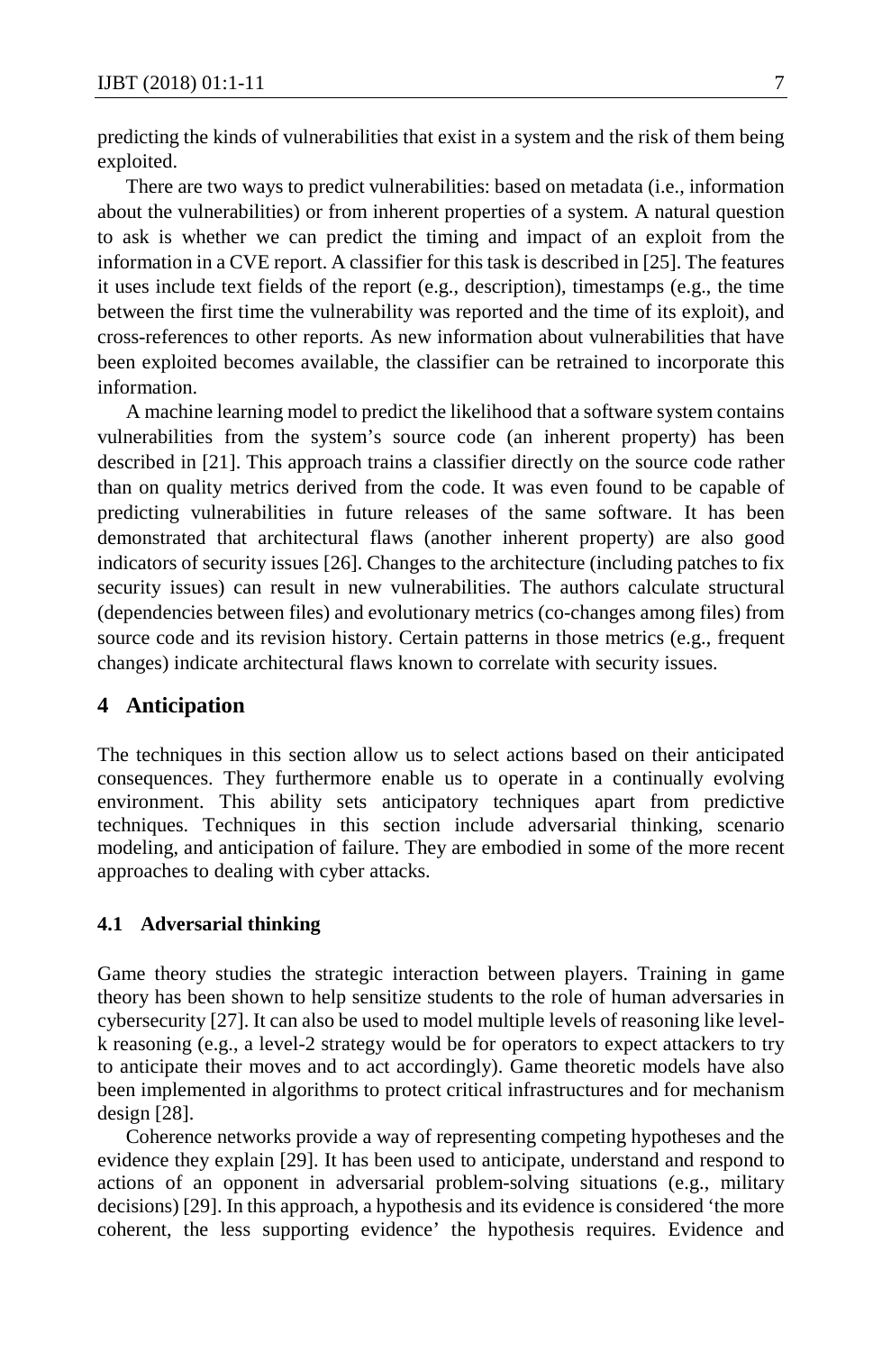predicting the kinds of vulnerabilities that exist in a system and the risk of them being exploited.

There are two ways to predict vulnerabilities: based on metadata (i.e., information about the vulnerabilities) or from inherent properties of a system. A natural question to ask is whether we can predict the timing and impact of an exploit from the information in a CVE report. A classifier for this task is described in [25]. The features it uses include text fields of the report (e.g., description), timestamps (e.g., the time between the first time the vulnerability was reported and the time of its exploit), and cross-references to other reports. As new information about vulnerabilities that have been exploited becomes available, the classifier can be retrained to incorporate this information.

A machine learning model to predict the likelihood that a software system contains vulnerabilities from the system's source code (an inherent property) has been described in [21]. This approach trains a classifier directly on the source code rather than on quality metrics derived from the code. It was even found to be capable of predicting vulnerabilities in future releases of the same software. It has been demonstrated that architectural flaws (another inherent property) are also good indicators of security issues [26]. Changes to the architecture (including patches to fix security issues) can result in new vulnerabilities. The authors calculate structural (dependencies between files) and evolutionary metrics (co-changes among files) from source code and its revision history. Certain patterns in those metrics (e.g., frequent changes) indicate architectural flaws known to correlate with security issues.

## 4 Anticipation

The techniques in this section allow us to select actions based on their anticipated consequences. They furthermore enable us to operate in a continually evolving environment. This ability sets anticipatory techniques apart from predictive techniques. Techniques in this section include adversarial thinking, scenario modeling, and anticipation of failure. They are embodied in some of the more recent approaches to dealing with cyber attacks.

### 4.1 Adversarial thinking

Game theory studies the strategic interaction between players. Training in game theory has been shown to help sensitize students to the role of human adversaries in cybersecurity [27]. It can also be used to model multiple levels of reasoning like level-k reasoning (e.g., a level-2 strategy would be for operators to expect attackers to try to anticipate their moves and to act accordingly). Game theoretic models have also been implemented in algorithms to protect critical infrastructures and for mechanism design [28].

Coherence networks provide a way of representing competing hypotheses and the evidence they explain [29]. It has been used to anticipate, understand and respond to actions of an opponent in adversarial problem-solving situations (e.g., military decisions) [29]. In this approach, a hypothesis and its evidence is considered 'the more coherent, the less supporting evidence' the hypothesis requires. Evidence and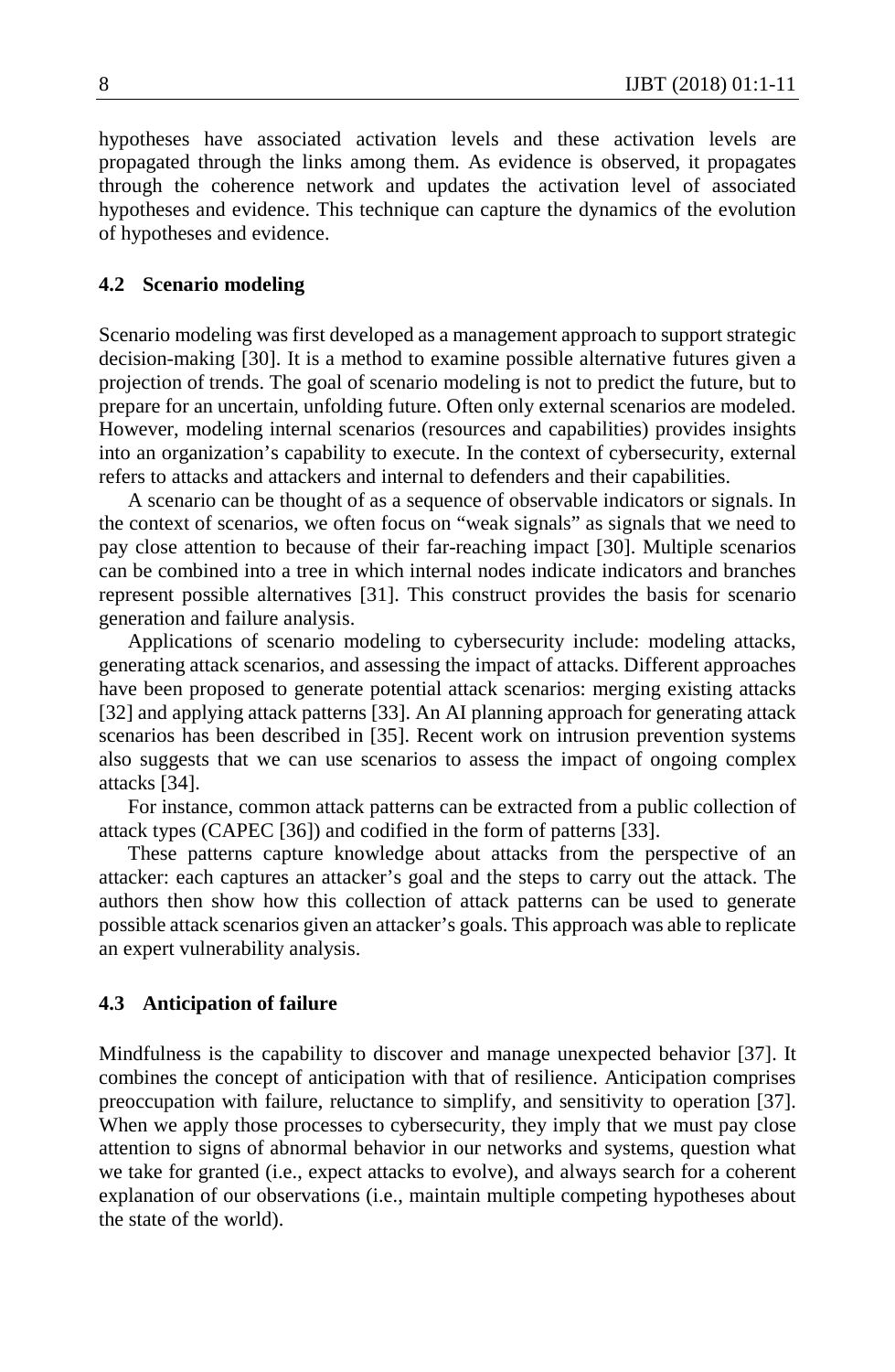hypotheses have associated activation levels and these activation levels are propagated through the links among them. As evidence is observed, it propagates through the coherence network and updates the activation level of associated hypotheses and evidence. This technique can capture the dynamics of the evolution of hypotheses and evidence.

### 4.2 Scenario modeling

Scenario modeling was first developed as a management approach to support strategic decision-making [30]. It is a method to examine possible alternative futures given a projection of trends. The goal of scenario modeling is not to predict the future, but to prepare for an uncertain, unfolding future. Often only external scenarios are modeled. However, modeling internal scenarios (resources and capabilities) provides insights into an organization's capability to execute. In the context of cybersecurity, external refers to attacks and attackers and internal to defenders and their capabilities.

A scenario can be thought of as a sequence of observable indicators or signals. In the context of scenarios, we often focus on "weak signals" as signals that we need to pay close attention to because of their far-reaching impact [30]. Multiple scenarios can be combined into a tree in which internal nodes indicate indicators and branches represent possible alternatives [31]. This construct provides the basis for scenario generation and failure analysis.

Applications of scenario modeling to cybersecurity include: modeling attacks, generating attack scenarios, and assessing the impact of attacks. Different approaches have been proposed to generate potential attack scenarios: merging existing attacks [32] and applying attack patterns [33]. An AI planning approach for generating attack scenarios has been described in [35]. Recent work on intrusion prevention systems also suggests that we can use scenarios to assess the impact of ongoing complex attacks [34].

For instance, common attack patterns can be extracted from a public collection of attack types (CAPEC [36]) and codified in the form of patterns [33].

These patterns capture knowledge about attacks from the perspective of an attacker: each captures an attacker's goal and the steps to carry out the attack. The authors then show how this collection of attack patterns can be used to generate possible attack scenarios given an attacker's goals. This approach was able to replicate an expert vulnerability analysis.

### 4.3 Anticipation of failure

Mindfulness is the capability to discover and manage unexpected behavior [37]. It combines the concept of anticipation with that of resilience. Anticipation comprises preoccupation with failure, reluctance to simplify, and sensitivity to operation [37]. When we apply those processes to cybersecurity, they imply that we must pay close attention to signs of abnormal behavior in our networks and systems, question what we take for granted (i.e., expect attacks to evolve), and always search for a coherent explanation of our observations (i.e., maintain multiple competing hypotheses about the state of the world).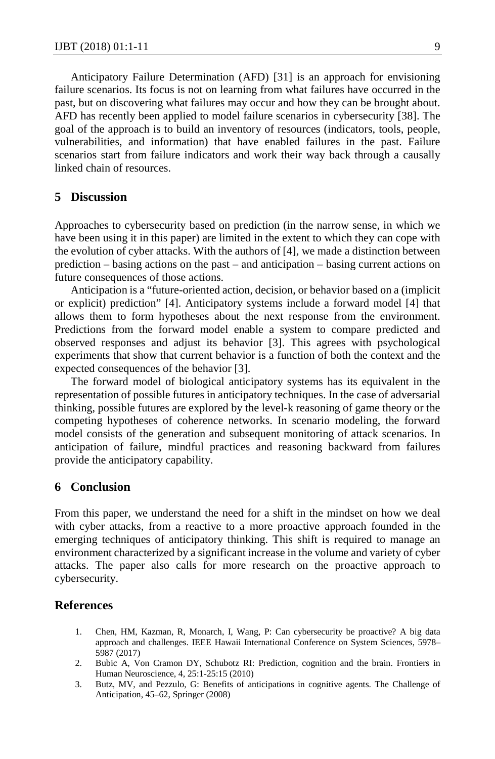Anticipatory Failure Determination (AFD) [31] is an approach for envisioning failure scenarios. Its focus is not on learning from what failures have occurred in the past, but on discovering what failures may occur and how they can be brought about. AFD has recently been applied to model failure scenarios in cybersecurity [38]. The goal of the approach is to build an inventory of resources (indicators, tools, people, vulnerabilities, and information) that have enabled failures in the past. Failure scenarios start from failure indicators and work their way back through a causally linked chain of resources.

## 5 Discussion

Approaches to cybersecurity based on prediction (in the narrow sense, in which we have been using it in this paper) are limited in the extent to which they can cope with the evolution of cyber attacks. With the authors of [4], we made a distinction between prediction – basing actions on the past – and anticipation – basing current actions on future consequences of those actions.

Anticipation is a "future-oriented action, decision, or behavior based on a (implicit or explicit) prediction" [4]. Anticipatory systems include a forward model [4] that allows them to form hypotheses about the next response from the environment. Predictions from the forward model enable a system to compare predicted and observed responses and adjust its behavior [3]. This agrees with psychological experiments that show that current behavior is a function of both the context and the expected consequences of the behavior [3].

The forward model of biological anticipatory systems has its equivalent in the representation of possible futures in anticipatory techniques. In the case of adversarial thinking, possible futures are explored by the level-k reasoning of game theory or the competing hypotheses of coherence networks. In scenario modeling, the forward model consists of the generation and subsequent monitoring of attack scenarios. In anticipation of failure, mindful practices and reasoning backward from failures provide the anticipatory capability.

## 6 Conclusion

From this paper, we understand the need for a shift in the mindset on how we deal with cyber attacks, from a reactive to a more proactive approach founded in the emerging techniques of anticipatory thinking. This shift is required to manage an environment characterized by a significant increase in the volume and variety of cyber attacks. The paper also calls for more research on the proactive approach to cybersecurity.

## References

1. Chen, HM, Kazman, R, Monarch, I, Wang, P: Can cybersecurity be proactive? A big data approach and challenges. IEEE Hawaii International Conference on System Sciences, 5978–5987 (2017)
2. Bubic A, Von Cramon DY, Schubotz RI: Prediction, cognition and the brain. Frontiers in Human Neuroscience, 4, 25:1-25:15 (2010)
3. Butz, MV, and Pezzulo, G: Benefits of anticipations in cognitive agents. The Challenge of Anticipation, 45–62, Springer (2008)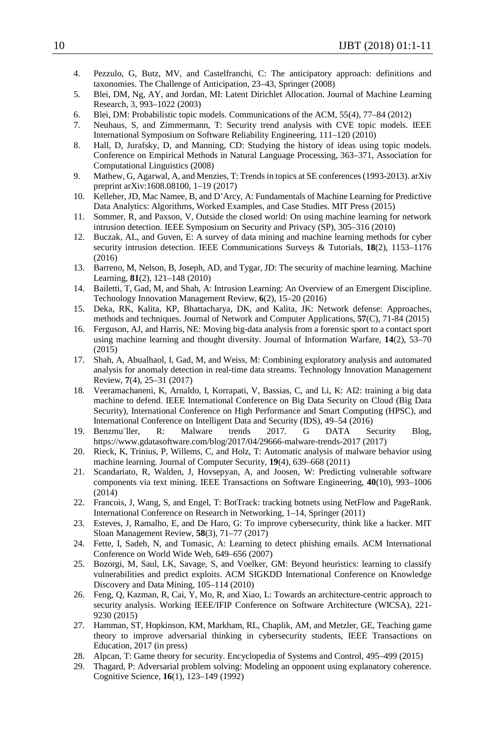4. Pezzulo, G, Butz, MV, and Castelfranchi, C: The anticipatory approach: definitions and taxonomies. The Challenge of Anticipation, 23–43, Springer (2008)
5. Blei, DM, Ng, AY, and Jordan, MI: Latent Dirichlet Allocation. Journal of Machine Learning Research, 3, 993–1022 (2003)
6. Blei, DM: Probabilistic topic models. Communications of the ACM, 55(4), 77–84 (2012)
7. Neuhaus, S, and Zimmermann, T: Security trend analysis with CVE topic models. IEEE International Symposium on Software Reliability Engineering, 111–120 (2010)
8. Hall, D, Jurafsky, D, and Manning, CD: Studying the history of ideas using topic models. Conference on Empirical Methods in Natural Language Processing, 363–371, Association for Computational Linguistics (2008)
9. Mathew, G, Agarwal, A, and Menzies, T: Trends in topics at SE conferences (1993-2013). arXiv preprint arXiv:1608.08100, 1–19 (2017)
10. Kelleher, JD, Mac Namee, B, and D'Arcy, A: Fundamentals of Machine Learning for Predictive Data Analytics: Algorithms, Worked Examples, and Case Studies. MIT Press (2015)
11. Sommer, R, and Paxson, V, Outside the closed world: On using machine learning for network intrusion detection. IEEE Symposium on Security and Privacy (SP), 305–316 (2010)
12. Buczak, AL, and Guven, E: A survey of data mining and machine learning methods for cyber security intrusion detection. IEEE Communications Surveys & Tutorials, **18**(2), 1153–1176 (2016)
13. Barreno, M, Nelson, B, Joseph, AD, and Tygar, JD: The security of machine learning. Machine Learning, **81**(2), 121–148 (2010)
14. Bailetti, T, Gad, M, and Shah, A: Intrusion Learning: An Overview of an Emergent Discipline. Technology Innovation Management Review, **6**(2), 15–20 (2016)
15. Deka, RK, Kalita, KP, Bhattacharya, DK, and Kalita, JK: Network defense: Approaches, methods and techniques. Journal of Network and Computer Applications, **57**(C), 71-84 (2015)
16. Ferguson, AJ, and Harris, NE: Moving big-data analysis from a forensic sport to a contact sport using machine learning and thought diversity. Journal of Information Warfare, **14**(2), 53–70 (2015)
17. Shah, A, Abualhaol, I, Gad, M, and Weiss, M: Combining exploratory analysis and automated analysis for anomaly detection in real-time data streams. Technology Innovation Management Review, **7**(4), 25–31 (2017)
18. Veeramachaneni, K, Arnaldo, I, Korrapati, V, Bassias, C, and Li, K: AI2: training a big data machine to defend. IEEE International Conference on Big Data Security on Cloud (Big Data Security), International Conference on High Performance and Smart Computing (HPSC), and International Conference on Intelligent Data and Security (IDS), 49–54 (2016)
19. Benzmu¨ller, R: Malware trends 2017. G DATA Security Blog, https://www.gdatasoftware.com/blog/2017/04/29666-malware-trends-2017 (2017)
20. Rieck, K, Trinius, P, Willems, C, and Holz, T: Automatic analysis of malware behavior using machine learning. Journal of Computer Security, **19**(4), 639–668 (2011)
21. Scandariato, R, Walden, J, Hovsepyan, A, and Joosen, W: Predicting vulnerable software components via text mining. IEEE Transactions on Software Engineering, **40**(10), 993–1006 (2014)
22. Francois, J, Wang, S, and Engel, T: BotTrack: tracking botnets using NetFlow and PageRank. International Conference on Research in Networking, 1–14, Springer (2011)
23. Esteves, J, Ramalho, E, and De Haro, G: To improve cybersecurity, think like a hacker. MIT Sloan Management Review, **58**(3), 71–77 (2017)
24. Fette, I, Sadeh, N, and Tomasic, A: Learning to detect phishing emails. ACM International Conference on World Wide Web, 649–656 (2007)
25. Bozorgi, M, Saul, LK, Savage, S, and Voelker, GM: Beyond heuristics: learning to classify vulnerabilities and predict exploits. ACM SIGKDD International Conference on Knowledge Discovery and Data Mining, 105–114 (2010)
26. Feng, Q, Kazman, R, Cai, Y, Mo, R, and Xiao, L: Towards an architecture-centric approach to security analysis. Working IEEE/IFIP Conference on Software Architecture (WICSA), 221-9230 (2015)
27. Hamman, ST, Hopkinson, KM, Markham, RL, Chaplik, AM, and Metzler, GE, Teaching game theory to improve adversarial thinking in cybersecurity students, IEEE Transactions on Education, 2017 (in press)
28. Alpcan, T: Game theory for security. Encyclopedia of Systems and Control, 495–499 (2015)
29. Thagard, P: Adversarial problem solving: Modeling an opponent using explanatory coherence. Cognitive Science, **16**(1), 123–149 (1992)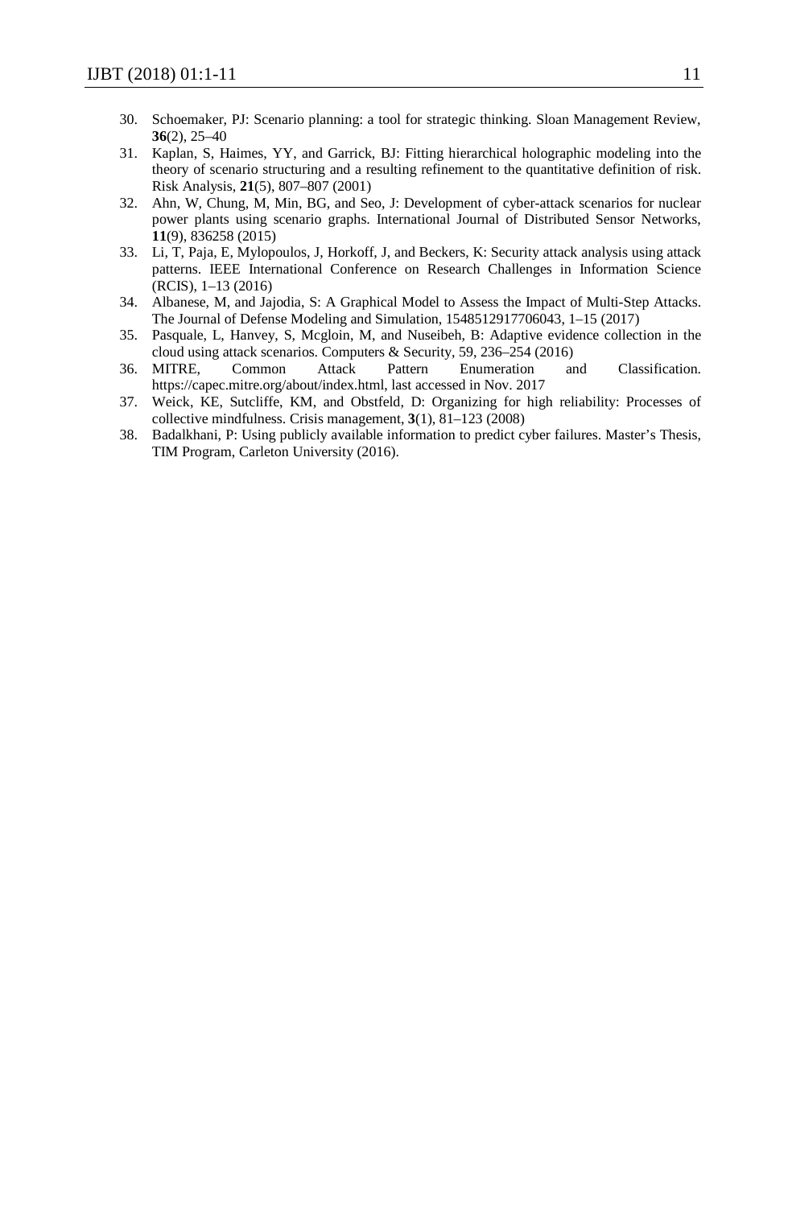30. Schoemaker, PJ: Scenario planning: a tool for strategic thinking. Sloan Management Review, **36**(2), 25–40
31. Kaplan, S, Haimes, YY, and Garrick, BJ: Fitting hierarchical holographic modeling into the theory of scenario structuring and a resulting refinement to the quantitative definition of risk. Risk Analysis, **21**(5), 807–807 (2001)
32. Ahn, W, Chung, M, Min, BG, and Seo, J: Development of cyber-attack scenarios for nuclear power plants using scenario graphs. International Journal of Distributed Sensor Networks, **11**(9), 836258 (2015)
33. Li, T, Paja, E, Mylopoulos, J, Horkoff, J, and Beckers, K: Security attack analysis using attack patterns. IEEE International Conference on Research Challenges in Information Science (RCIS), 1–13 (2016)
34. Albanese, M, and Jajodia, S: A Graphical Model to Assess the Impact of Multi-Step Attacks. The Journal of Defense Modeling and Simulation, 1548512917706043, 1–15 (2017)
35. Pasquale, L, Hanvey, S, Mcgloin, M, and Nuseibeh, B: Adaptive evidence collection in the cloud using attack scenarios. Computers & Security, 59, 236–254 (2016)
36. MITRE, Common Attack Pattern Enumeration and Classification. https://capec.mitre.org/about/index.html, last accessed in Nov. 2017
37. Weick, KE, Sutcliffe, KM, and Obstfeld, D: Organizing for high reliability: Processes of collective mindfulness. Crisis management, **3**(1), 81–123 (2008)
38. Badalkhani, P: Using publicly available information to predict cyber failures. Master's Thesis, TIM Program, Carleton University (2016).